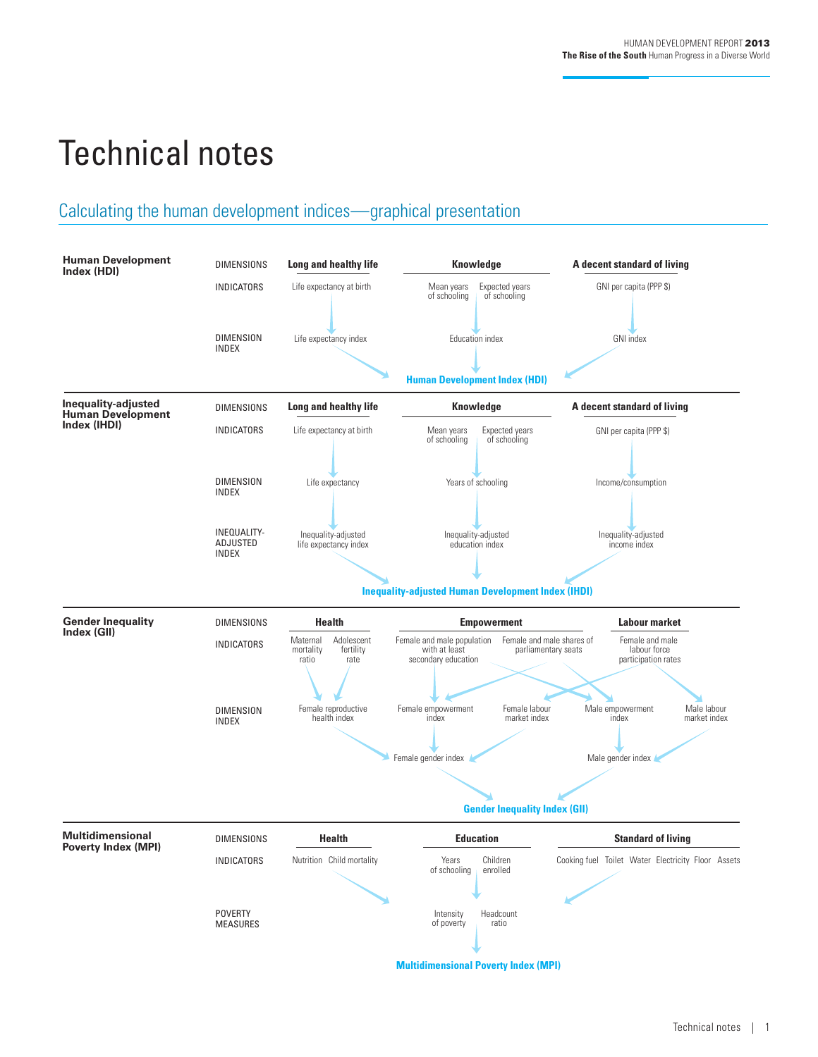# Technical notes

## Calculating the human development indices—graphical presentation

### Human Development Index (HDI)

| | Long and healthy life | Knowledge | A decent standard of living |
|---|---|---|---|
| DIMENSIONS | Long and healthy life | Knowledge | A decent standard of living |
| INDICATORS | Life expectancy at birth | Mean years of schooling; Expected years of schooling | GNI per capita (PPP $) |
| DIMENSION INDEX | Life expectancy index | Education index | GNI index |

**Human Development Index (HDI)**

### Inequality-adjusted Human Development Index (IHDI)

| | Long and healthy life | Knowledge | A decent standard of living |
|---|---|---|---|
| DIMENSIONS | Long and healthy life | Knowledge | A decent standard of living |
| INDICATORS | Life expectancy at birth | Mean years of schooling; Expected years of schooling | GNI per capita (PPP $) |
| DIMENSION INDEX | Life expectancy | Years of schooling | Income/consumption |
| INEQUALITY-ADJUSTED INDEX | Inequality-adjusted life expectancy index | Inequality-adjusted education index | Inequality-adjusted income index |

**Inequality-adjusted Human Development Index (IHDI)**

### Gender Inequality Index (GII)

| | Health | Empowerment | Labour market |
|---|---|---|---|
| DIMENSIONS | Health | Empowerment | Labour market |
| INDICATORS | Maternal mortality ratio; Adolescent fertility rate | Female and male population with at least secondary education; Female and male shares of parliamentary seats | Female and male labour force participation rates |
| DIMENSION INDEX | Female reproductive health index | Female empowerment index; Male empowerment index | Female labour market index; Male labour market index |

Female gender index — Male gender index

**Gender Inequality Index (GII)**

### Multidimensional Poverty Index (MPI)

| | Health | Education | Standard of living |
|---|---|---|---|
| DIMENSIONS | Health | Education | Standard of living |
| INDICATORS | Nutrition; Child mortality | Years of schooling; Children enrolled | Cooking fuel; Toilet; Water; Electricity; Floor; Assets |
| POVERTY MEASURES | | Intensity of poverty; Headcount ratio | |

**Multidimensional Poverty Index (MPI)**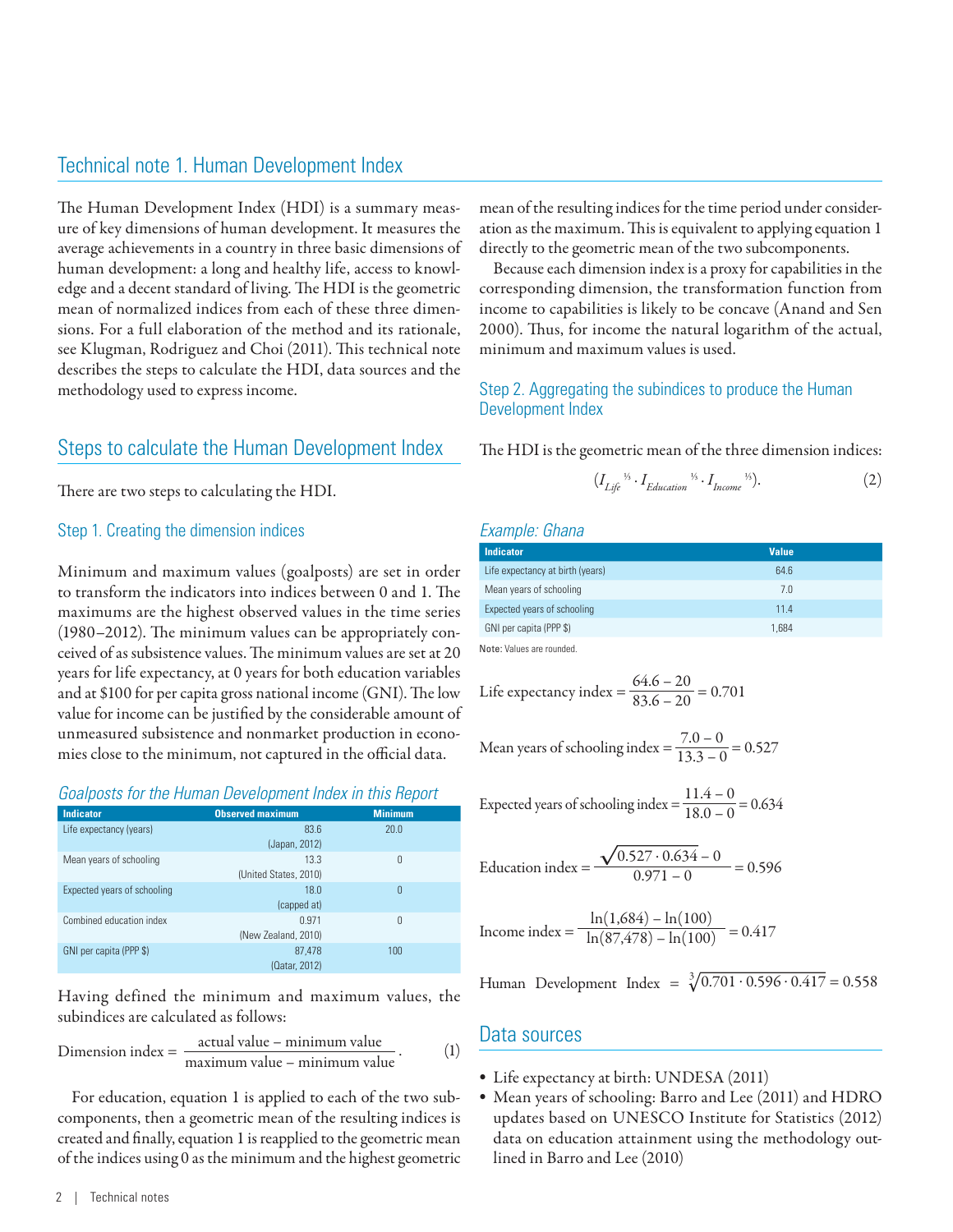## Technical note 1. Human Development Index

The Human Development Index (HDI) is a summary measure of key dimensions of human development. It measures the average achievements in a country in three basic dimensions of human development: a long and healthy life, access to knowledge and a decent standard of living. The HDI is the geometric mean of normalized indices from each of these three dimensions. For a full elaboration of the method and its rationale, see Klugman, Rodriguez and Choi (2011). This technical note describes the steps to calculate the HDI, data sources and the methodology used to express income.

## Steps to calculate the Human Development Index

There are two steps to calculating the HDI.

### Step 1. Creating the dimension indices

Minimum and maximum values (goalposts) are set in order to transform the indicators into indices between 0 and 1. The maximums are the highest observed values in the time series (1980–2012). The minimum values can be appropriately conceived of as subsistence values. The minimum values are set at 20 years for life expectancy, at 0 years for both education variables and at $100 for per capita gross national income (GNI). The low value for income can be justified by the considerable amount of unmeasured subsistence and nonmarket production in economies close to the minimum, not captured in the official data.

*Goalposts for the Human Development Index in this Report*

| Indicator | Observed maximum | Minimum |
|---|---|---|
| Life expectancy (years) | 83.6 (Japan, 2012) | 20.0 |
| Mean years of schooling | 13.3 (United States, 2010) | 0 |
| Expected years of schooling | 18.0 (capped at) | 0 |
| Combined education index | 0.971 (New Zealand, 2010) | 0 |
| GNI per capita (PPP $) | 87,478 (Qatar, 2012) | 100 |

Having defined the minimum and maximum values, the subindices are calculated as follows:

$$\text{Dimension index} = \frac{\text{actual value} - \text{minimum value}}{\text{maximum value} - \text{minimum value}}. \qquad (1)$$

For education, equation 1 is applied to each of the two subcomponents, then a geometric mean of the resulting indices is created and finally, equation 1 is reapplied to the geometric mean of the indices using 0 as the minimum and the highest geometric mean of the resulting indices for the time period under consideration as the maximum. This is equivalent to applying equation 1 directly to the geometric mean of the two subcomponents.

Because each dimension index is a proxy for capabilities in the corresponding dimension, the transformation function from income to capabilities is likely to be concave (Anand and Sen 2000). Thus, for income the natural logarithm of the actual, minimum and maximum values is used.

### Step 2. Aggregating the subindices to produce the Human Development Index

The HDI is the geometric mean of the three dimension indices:

$$(I_{Life}^{1/3} \cdot I_{Education}^{1/3} \cdot I_{Income}^{1/3}). \qquad (2)$$

*Example: Ghana*

| Indicator | Value |
|---|---|
| Life expectancy at birth (years) | 64.6 |
| Mean years of schooling | 7.0 |
| Expected years of schooling | 11.4 |
| GNI per capita (PPP $) | 1,684 |

**Note:** Values are rounded.

$$\text{Life expectancy index} = \frac{64.6 - 20}{83.6 - 20} = 0.701$$

$$\text{Mean years of schooling index} = \frac{7.0 - 0}{13.3 - 0} = 0.527$$

$$\text{Expected years of schooling index} = \frac{11.4 - 0}{18.0 - 0} = 0.634$$

$$\text{Education index} = \frac{\sqrt{0.527 \cdot 0.634} - 0}{0.971 - 0} = 0.596$$

$$\text{Income index} = \frac{\ln(1{,}684) - \ln(100)}{\ln(87{,}478) - \ln(100)} = 0.417$$

$$\text{Human Development Index} = \sqrt[3]{0.701 \cdot 0.596 \cdot 0.417} = 0.558$$

## Data sources

- Life expectancy at birth: UNDESA (2011)
- Mean years of schooling: Barro and Lee (2011) and HDRO updates based on UNESCO Institute for Statistics (2012) data on education attainment using the methodology outlined in Barro and Lee (2010)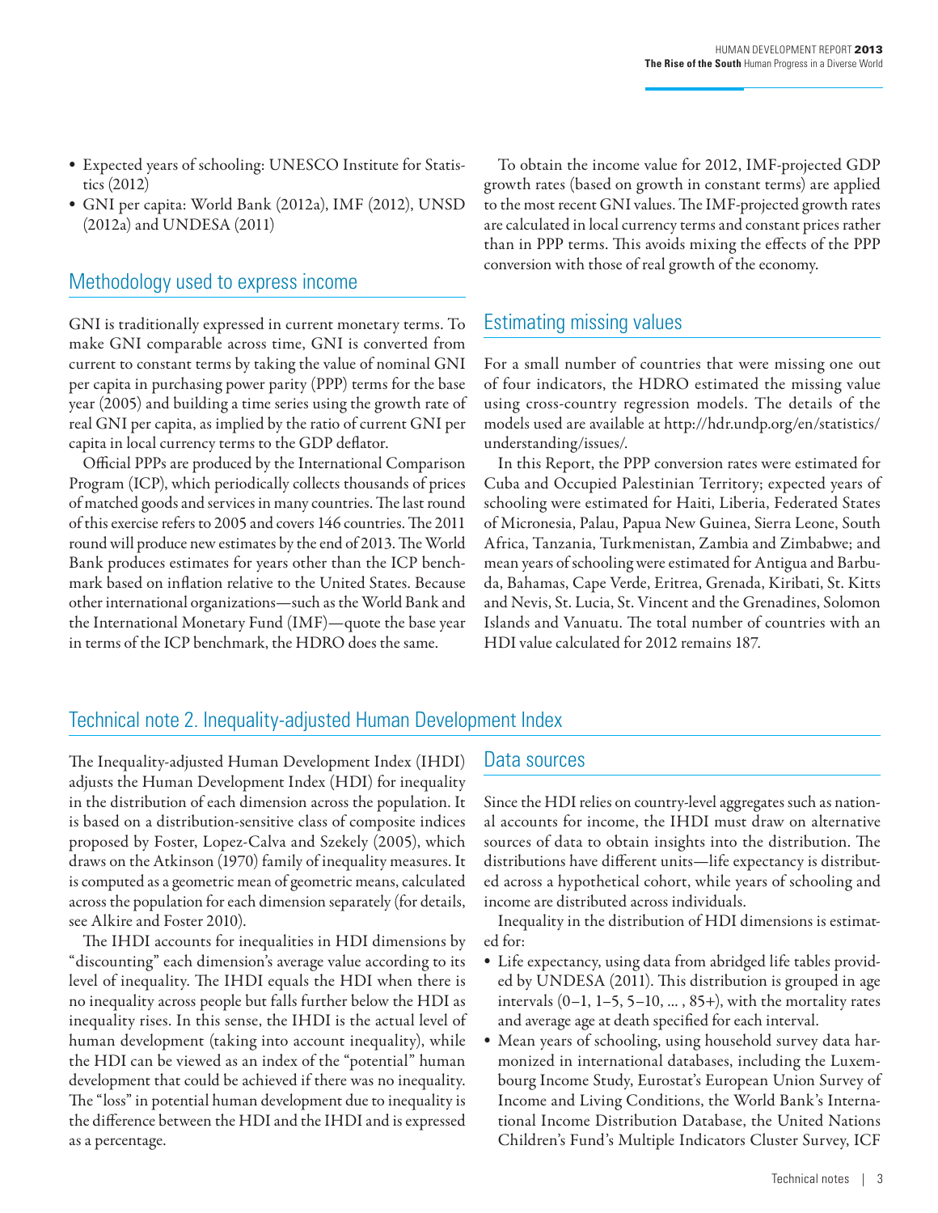- Expected years of schooling: UNESCO Institute for Statistics (2012)
- GNI per capita: World Bank (2012a), IMF (2012), UNSD (2012a) and UNDESA (2011)

## Methodology used to express income

GNI is traditionally expressed in current monetary terms. To make GNI comparable across time, GNI is converted from current to constant terms by taking the value of nominal GNI per capita in purchasing power parity (PPP) terms for the base year (2005) and building a time series using the growth rate of real GNI per capita, as implied by the ratio of current GNI per capita in local currency terms to the GDP deflator.

Official PPPs are produced by the International Comparison Program (ICP), which periodically collects thousands of prices of matched goods and services in many countries. The last round of this exercise refers to 2005 and covers 146 countries. The 2011 round will produce new estimates by the end of 2013. The World Bank produces estimates for years other than the ICP benchmark based on inflation relative to the United States. Because other international organizations—such as the World Bank and the International Monetary Fund (IMF)—quote the base year in terms of the ICP benchmark, the HDRO does the same.

To obtain the income value for 2012, IMF-projected GDP growth rates (based on growth in constant terms) are applied to the most recent GNI values. The IMF-projected growth rates are calculated in local currency terms and constant prices rather than in PPP terms. This avoids mixing the effects of the PPP conversion with those of real growth of the economy.

## Estimating missing values

For a small number of countries that were missing one out of four indicators, the HDRO estimated the missing value using cross-country regression models. The details of the models used are available at http://hdr.undp.org/en/statistics/understanding/issues/.

In this Report, the PPP conversion rates were estimated for Cuba and Occupied Palestinian Territory; expected years of schooling were estimated for Haiti, Liberia, Federated States of Micronesia, Palau, Papua New Guinea, Sierra Leone, South Africa, Tanzania, Turkmenistan, Zambia and Zimbabwe; and mean years of schooling were estimated for Antigua and Barbuda, Bahamas, Cape Verde, Eritrea, Grenada, Kiribati, St. Kitts and Nevis, St. Lucia, St. Vincent and the Grenadines, Solomon Islands and Vanuatu. The total number of countries with an HDI value calculated for 2012 remains 187.

# Technical note 2. Inequality-adjusted Human Development Index

The Inequality-adjusted Human Development Index (IHDI) adjusts the Human Development Index (HDI) for inequality in the distribution of each dimension across the population. It is based on a distribution-sensitive class of composite indices proposed by Foster, Lopez-Calva and Szekely (2005), which draws on the Atkinson (1970) family of inequality measures. It is computed as a geometric mean of geometric means, calculated across the population for each dimension separately (for details, see Alkire and Foster 2010).

The IHDI accounts for inequalities in HDI dimensions by "discounting" each dimension's average value according to its level of inequality. The IHDI equals the HDI when there is no inequality across people but falls further below the HDI as inequality rises. In this sense, the IHDI is the actual level of human development (taking into account inequality), while the HDI can be viewed as an index of the "potential" human development that could be achieved if there was no inequality. The "loss" in potential human development due to inequality is the difference between the HDI and the IHDI and is expressed as a percentage.

## Data sources

Since the HDI relies on country-level aggregates such as national accounts for income, the IHDI must draw on alternative sources of data to obtain insights into the distribution. The distributions have different units—life expectancy is distributed across a hypothetical cohort, while years of schooling and income are distributed across individuals.

Inequality in the distribution of HDI dimensions is estimated for:

- Life expectancy, using data from abridged life tables provided by UNDESA (2011). This distribution is grouped in age intervals (0–1, 1–5, 5–10, ... , 85+), with the mortality rates and average age at death specified for each interval.
- Mean years of schooling, using household survey data harmonized in international databases, including the Luxembourg Income Study, Eurostat's European Union Survey of Income and Living Conditions, the World Bank's International Income Distribution Database, the United Nations Children's Fund's Multiple Indicators Cluster Survey, ICF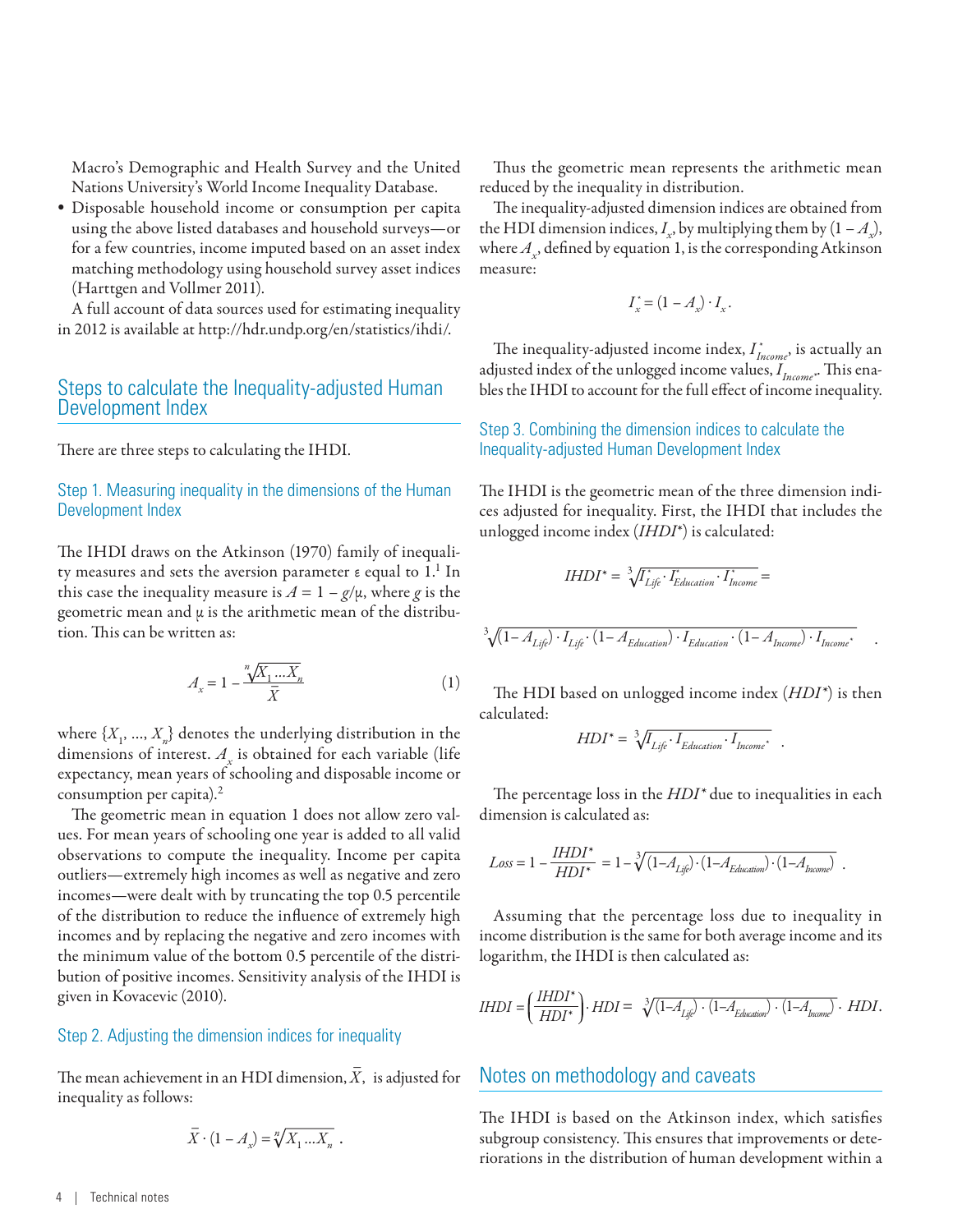Macro's Demographic and Health Survey and the United Nations University's World Income Inequality Database.

- Disposable household income or consumption per capita using the above listed databases and household surveys—or for a few countries, income imputed based on an asset index matching methodology using household survey asset indices (Harttgen and Vollmer 2011).

A full account of data sources used for estimating inequality in 2012 is available at http://hdr.undp.org/en/statistics/ihdi/.

## Steps to calculate the Inequality-adjusted Human Development Index

There are three steps to calculating the IHDI.

### Step 1. Measuring inequality in the dimensions of the Human Development Index

The IHDI draws on the Atkinson (1970) family of inequality measures and sets the aversion parameter ε equal to 1.[1] In this case the inequality measure is $A = 1 - g/\mu$, where $g$ is the geometric mean and $\mu$ is the arithmetic mean of the distribution. This can be written as:

$$A_x = 1 - \frac{\sqrt[n]{X_1 \ldots X_n}}{\bar{X}} \quad (1)$$

where $\{X_1, \ldots, X_n\}$ denotes the underlying distribution in the dimensions of interest. $A_x$ is obtained for each variable (life expectancy, mean years of schooling and disposable income or consumption per capita).[2]

The geometric mean in equation 1 does not allow zero values. For mean years of schooling one year is added to all valid observations to compute the inequality. Income per capita outliers—extremely high incomes as well as negative and zero incomes—were dealt with by truncating the top 0.5 percentile of the distribution to reduce the influence of extremely high incomes and by replacing the negative and zero incomes with the minimum value of the bottom 0.5 percentile of the distribution of positive incomes. Sensitivity analysis of the IHDI is given in Kovacevic (2010).

### Step 2. Adjusting the dimension indices for inequality

The mean achievement in an HDI dimension, $\bar{X}$, is adjusted for inequality as follows:

$$\bar{X} \cdot (1 - A_x) = \sqrt[n]{X_1 \ldots X_n} \,.$$

Thus the geometric mean represents the arithmetic mean reduced by the inequality in distribution.

The inequality-adjusted dimension indices are obtained from the HDI dimension indices, $I_x$, by multiplying them by $(1 - A_x)$, where $A_x$, defined by equation 1, is the corresponding Atkinson measure:

$$I_x^* = (1 - A_x) \cdot I_x \,.$$

The inequality-adjusted income index, $I^*_{Income}$, is actually an adjusted index of the unlogged income values, $I_{Income^*}$. This enables the IHDI to account for the full effect of income inequality.

### Step 3. Combining the dimension indices to calculate the Inequality-adjusted Human Development Index

The IHDI is the geometric mean of the three dimension indices adjusted for inequality. First, the IHDI that includes the unlogged income index ($IHDI^*$) is calculated:

$$IHDI^* = \sqrt[3]{I^*_{Life} \cdot I^*_{Education} \cdot I^*_{Income}} =$$

$$\sqrt[3]{(1 - A_{Life}) \cdot I_{Life} \cdot (1 - A_{Education}) \cdot I_{Education} \cdot (1 - A_{Income}) \cdot I_{Income^*}} \,.$$

The HDI based on unlogged income index ($HDI^*$) is then calculated:

$$HDI^* = \sqrt[3]{I_{Life} \cdot I_{Education} \cdot I_{Income^*}} \,.$$

The percentage loss in the $HDI^*$ due to inequalities in each dimension is calculated as:

$$Loss = 1 - \frac{IHDI^*}{HDI^*} = 1 - \sqrt[3]{(1 - A_{Life}) \cdot (1 - A_{Education}) \cdot (1 - A_{Income})} \,.$$

Assuming that the percentage loss due to inequality in income distribution is the same for both average income and its logarithm, the IHDI is then calculated as:

$$IHDI = \left(\frac{IHDI^*}{HDI^*}\right) \cdot HDI = \sqrt[3]{(1 - A_{Life}) \cdot (1 - A_{Education}) \cdot (1 - A_{Income})} \cdot HDI.$$

## Notes on methodology and caveats

The IHDI is based on the Atkinson index, which satisfies subgroup consistency. This ensures that improvements or deteriorations in the distribution of human development within a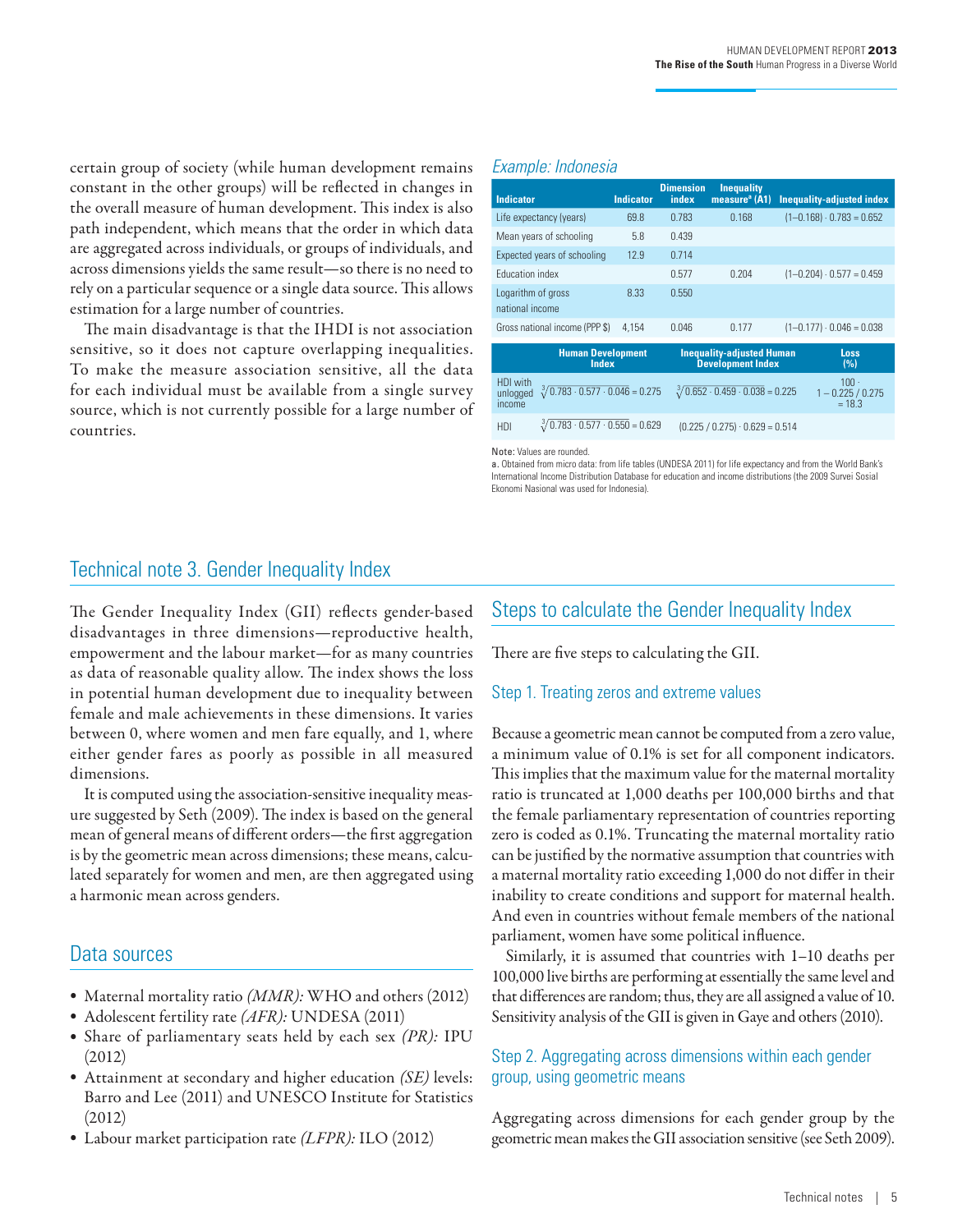certain group of society (while human development remains constant in the other groups) will be reflected in changes in the overall measure of human development. This index is also path independent, which means that the order in which data are aggregated across individuals, or groups of individuals, and across dimensions yields the same result—so there is no need to rely on a particular sequence or a single data source. This allows estimation for a large number of countries.

The main disadvantage is that the IHDI is not association sensitive, so it does not capture overlapping inequalities. To make the measure association sensitive, all the data for each individual must be available from a single survey source, which is not currently possible for a large number of countries.

### Example: Indonesia

| Indicator | Indicator | Dimension index | Inequality measure[a] (A1) | Inequality-adjusted index |
|---|---|---|---|---|
| Life expectancy (years) | 69.8 | 0.783 | 0.168 | $(1-0.168) \cdot 0.783 = 0.652$ |
| Mean years of schooling | 5.8 | 0.439 | | |
| Expected years of schooling | 12.9 | 0.714 | | |
| Education index | | 0.577 | 0.204 | $(1-0.204) \cdot 0.577 = 0.459$ |
| Logarithm of gross national income | 8.33 | 0.550 | | |
| Gross national income (PPP $) | 4,154 | 0.046 | 0.177 | $(1-0.177) \cdot 0.046 = 0.038$ |

| | Human Development Index | Inequality-adjusted Human Development Index | Loss (%) |
|---|---|---|---|
| HDI with unlogged income | $\sqrt[3]{0.783 \cdot 0.577 \cdot 0.046} = 0.275$ | $\sqrt[3]{0.652 \cdot 0.459 \cdot 0.038} = 0.225$ | $100 \cdot 1 - 0.225 / 0.275 = 18.3$ |
| HDI | $\sqrt[3]{0.783 \cdot 0.577 \cdot 0.550} = 0.629$ | $(0.225 / 0.275) \cdot 0.629 = 0.514$ | |

**Note:** Values are rounded.

a. Obtained from micro data: from life tables (UNDESA 2011) for life expectancy and from the World Bank's International Income Distribution Database for education and income distributions (the 2009 Survei Sosial Ekonomi Nasional was used for Indonesia).

## Technical note 3. Gender Inequality Index

The Gender Inequality Index (GII) reflects gender-based disadvantages in three dimensions—reproductive health, empowerment and the labour market—for as many countries as data of reasonable quality allow. The index shows the loss in potential human development due to inequality between female and male achievements in these dimensions. It varies between 0, where women and men fare equally, and 1, where either gender fares as poorly as possible in all measured dimensions.

It is computed using the association-sensitive inequality measure suggested by Seth (2009). The index is based on the general mean of general means of different orders—the first aggregation is by the geometric mean across dimensions; these means, calculated separately for women and men, are then aggregated using a harmonic mean across genders.

### Data sources

- Maternal mortality ratio *(MMR):* WHO and others (2012)
- Adolescent fertility rate *(AFR):* UNDESA (2011)
- Share of parliamentary seats held by each sex *(PR):* IPU (2012)
- Attainment at secondary and higher education *(SE)* levels: Barro and Lee (2011) and UNESCO Institute for Statistics (2012)
- Labour market participation rate *(LFPR):* ILO (2012)

### Steps to calculate the Gender Inequality Index

There are five steps to calculating the GII.

#### Step 1. Treating zeros and extreme values

Because a geometric mean cannot be computed from a zero value, a minimum value of 0.1% is set for all component indicators. This implies that the maximum value for the maternal mortality ratio is truncated at 1,000 deaths per 100,000 births and that the female parliamentary representation of countries reporting zero is coded as 0.1%. Truncating the maternal mortality ratio can be justified by the normative assumption that countries with a maternal mortality ratio exceeding 1,000 do not differ in their inability to create conditions and support for maternal health. And even in countries without female members of the national parliament, women have some political influence.

Similarly, it is assumed that countries with 1–10 deaths per 100,000 live births are performing at essentially the same level and that differences are random; thus, they are all assigned a value of 10. Sensitivity analysis of the GII is given in Gaye and others (2010).

#### Step 2. Aggregating across dimensions within each gender group, using geometric means

Aggregating across dimensions for each gender group by the geometric mean makes the GII association sensitive (see Seth 2009).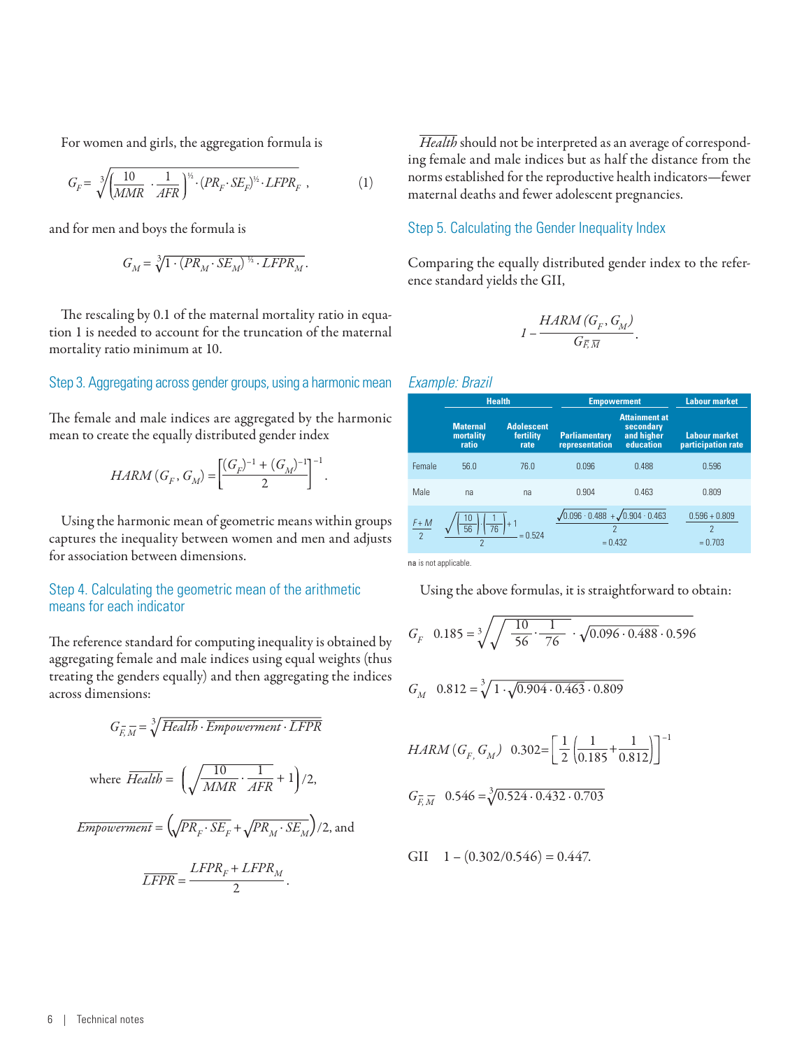For women and girls, the aggregation formula is

$$G_F = \sqrt[3]{\left(\frac{10}{MMR} \cdot \frac{1}{AFR}\right)^{½} \cdot (PR_F \cdot SE_F)^{½} \cdot LFPR_F} \,, \qquad (1)$$

and for men and boys the formula is

$$G_M = \sqrt[3]{1 \cdot (PR_M \cdot SE_M)^{½} \cdot LFPR_M}\,.$$

The rescaling by 0.1 of the maternal mortality ratio in equation 1 is needed to account for the truncation of the maternal mortality ratio minimum at 10.

### Step 3. Aggregating across gender groups, using a harmonic mean

The female and male indices are aggregated by the harmonic mean to create the equally distributed gender index

$$HARM\,(G_F, G_M) = \left[\frac{(G_F)^{-1} + (G_M)^{-1}}{2}\right]^{-1}.$$

Using the harmonic mean of geometric means within groups captures the inequality between women and men and adjusts for association between dimensions.

### Step 4. Calculating the geometric mean of the arithmetic means for each indicator

The reference standard for computing inequality is obtained by aggregating female and male indices using equal weights (thus treating the genders equally) and then aggregating the indices across dimensions:

$$G_{\bar{F},\bar{M}} = \sqrt[3]{\overline{Health} \cdot \overline{Empowerment} \cdot \overline{LFPR}}$$

where $\overline{Health} = \left(\sqrt{\frac{10}{MMR} \cdot \frac{1}{AFR}} + 1\right)/2,$

$\overline{Empowerment} = \left(\sqrt{PR_F \cdot SE_F} + \sqrt{PR_M \cdot SE_M}\right)/2,$ and

$$\overline{LFPR} = \frac{LFPR_F + LFPR_M}{2}.$$

$\overline{Health}$ should not be interpreted as an average of corresponding female and male indices but as half the distance from the norms established for the reproductive health indicators—fewer maternal deaths and fewer adolescent pregnancies.

### Step 5. Calculating the Gender Inequality Index

Comparing the equally distributed gender index to the reference standard yields the GII,

$$1 - \frac{HARM\,(G_F, G_M)}{G_{\bar{F},\bar{M}}}.$$

### *Example: Brazil*

| | Health | | Empowerment | | Labour market |
|---|---|---|---|---|---|
| | Maternal mortality ratio | Adolescent fertility rate | Parliamentary representation | Attainment at secondary and higher education | Labour market participation rate |
| Female | 56.0 | 76.0 | 0.096 | 0.488 | 0.596 |
| Male | na | na | 0.904 | 0.463 | 0.809 |
| $\frac{F+M}{2}$ | $\frac{\sqrt{\left(\frac{10}{56}\right)\cdot\left(\frac{1}{76}\right)}+1}{2} = 0.524$ | | $\frac{\sqrt{0.096 \cdot 0.488} + \sqrt{0.904 \cdot 0.463}}{2} = 0.432$ | | $\frac{0.596 + 0.809}{2} = 0.703$ |

**na** is not applicable.

Using the above formulas, it is straightforward to obtain:

$$G_F \quad 0.185 = \sqrt[3]{\sqrt{\frac{10}{56} \cdot \frac{1}{76}} \cdot \sqrt{0.096 \cdot 0.488} \cdot 0.596}$$

$$G_M \quad 0.812 = \sqrt[3]{1 \cdot \sqrt{0.904 \cdot 0.463} \cdot 0.809}$$

$$HARM\,(G_F, G_M) \quad 0.302 = \left[\frac{1}{2}\left(\frac{1}{0.185} + \frac{1}{0.812}\right)\right]^{-1}$$

$$G_{\bar{F},\bar{M}} \quad 0.546 = \sqrt[3]{0.524 \cdot 0.432 \cdot 0.703}$$

$$\text{GII} \quad 1 - (0.302/0.546) = 0.447.$$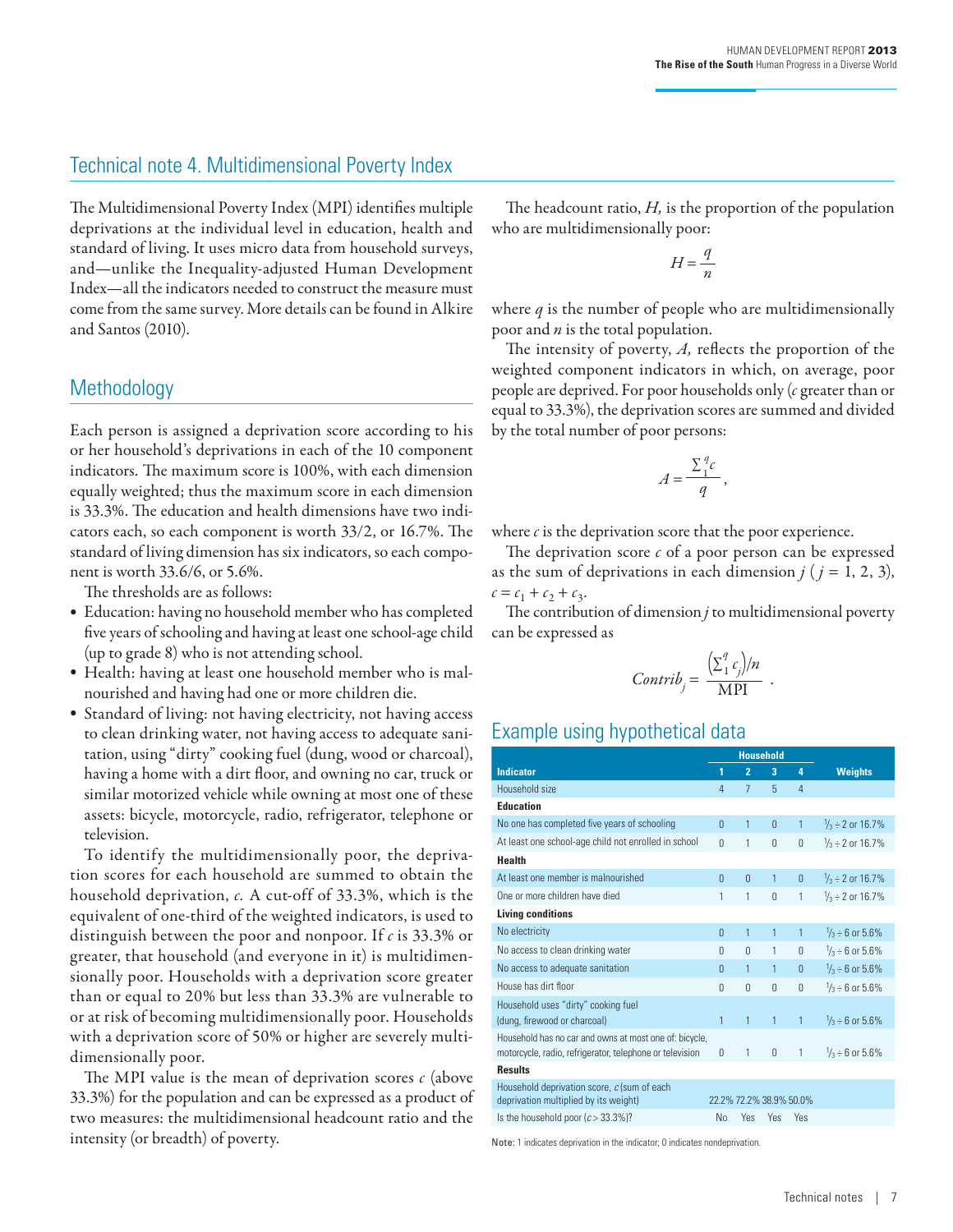## Technical note 4. Multidimensional Poverty Index

The Multidimensional Poverty Index (MPI) identifies multiple deprivations at the individual level in education, health and standard of living. It uses micro data from household surveys, and—unlike the Inequality-adjusted Human Development Index—all the indicators needed to construct the measure must come from the same survey. More details can be found in Alkire and Santos (2010).

### Methodology

Each person is assigned a deprivation score according to his or her household's deprivations in each of the 10 component indicators. The maximum score is 100%, with each dimension equally weighted; thus the maximum score in each dimension is 33.3%. The education and health dimensions have two indicators each, so each component is worth 33/2, or 16.7%. The standard of living dimension has six indicators, so each component is worth 33.6/6, or 5.6%.

The thresholds are as follows:

- Education: having no household member who has completed five years of schooling and having at least one school-age child (up to grade 8) who is not attending school.
- Health: having at least one household member who is malnourished and having had one or more children die.
- Standard of living: not having electricity, not having access to clean drinking water, not having access to adequate sanitation, using "dirty" cooking fuel (dung, wood or charcoal), having a home with a dirt floor, and owning no car, truck or similar motorized vehicle while owning at most one of these assets: bicycle, motorcycle, radio, refrigerator, telephone or television.

To identify the multidimensionally poor, the deprivation scores for each household are summed to obtain the household deprivation, *c*. A cut-off of 33.3%, which is the equivalent of one-third of the weighted indicators, is used to distinguish between the poor and nonpoor. If *c* is 33.3% or greater, that household (and everyone in it) is multidimensionally poor. Households with a deprivation score greater than or equal to 20% but less than 33.3% are vulnerable to or at risk of becoming multidimensionally poor. Households with a deprivation score of 50% or higher are severely multidimensionally poor.

The MPI value is the mean of deprivation scores *c* (above 33.3%) for the population and can be expressed as a product of two measures: the multidimensional headcount ratio and the intensity (or breadth) of poverty.

The headcount ratio, *H,* is the proportion of the population who are multidimensionally poor:

$$H = \frac{q}{n}$$

where *q* is the number of people who are multidimensionally poor and *n* is the total population.

The intensity of poverty, *A,* reflects the proportion of the weighted component indicators in which, on average, poor people are deprived. For poor households only (*c* greater than or equal to 33.3%), the deprivation scores are summed and divided by the total number of poor persons:

$$A = \frac{\sum_1^q c}{q},$$

where *c* is the deprivation score that the poor experience.

The deprivation score *c* of a poor person can be expressed as the sum of deprivations in each dimension *j* ( $j = 1, 2, 3$), $c = c_1 + c_2 + c_3$.

The contribution of dimension *j* to multidimensional poverty can be expressed as

$$Contrib_j = \frac{\left(\sum_1^q c_j\right)/n}{\text{MPI}} \, .$$

### Example using hypothetical data

| Indicator | Household 1 | Household 2 | Household 3 | Household 4 | Weights |
|---|---|---|---|---|---|
| Household size | 4 | 7 | 5 | 4 | |
| **Education** | | | | | |
| No one has completed five years of schooling | 0 | 1 | 0 | 1 | ⅓ ÷ 2 or 16.7% |
| At least one school-age child not enrolled in school | 0 | 1 | 0 | 0 | ⅓ ÷ 2 or 16.7% |
| **Health** | | | | | |
| At least one member is malnourished | 0 | 0 | 1 | 0 | ⅓ ÷ 2 or 16.7% |
| One or more children have died | 1 | 1 | 0 | 1 | ⅓ ÷ 2 or 16.7% |
| **Living conditions** | | | | | |
| No electricity | 0 | 1 | 1 | 1 | ⅓ ÷ 6 or 5.6% |
| No access to clean drinking water | 0 | 0 | 1 | 0 | ⅓ ÷ 6 or 5.6% |
| No access to adequate sanitation | 0 | 1 | 1 | 0 | ⅓ ÷ 6 or 5.6% |
| House has dirt floor | 0 | 0 | 0 | 0 | ⅓ ÷ 6 or 5.6% |
| Household uses "dirty" cooking fuel (dung, firewood or charcoal) | 1 | 1 | 1 | 1 | ⅓ ÷ 6 or 5.6% |
| Household has no car and owns at most one of: bicycle, motorcycle, radio, refrigerator, telephone or television | 0 | 1 | 0 | 1 | ⅓ ÷ 6 or 5.6% |
| **Results** | | | | | |
| Household deprivation score, *c* (sum of each deprivation multiplied by its weight) | 22.2% | 72.2% | 38.9% | 50.0% | |
| Is the household poor ($c > 33.3\%$)? | No | Yes | Yes | Yes | |

Note: 1 indicates deprivation in the indicator; 0 indicates nondeprivation.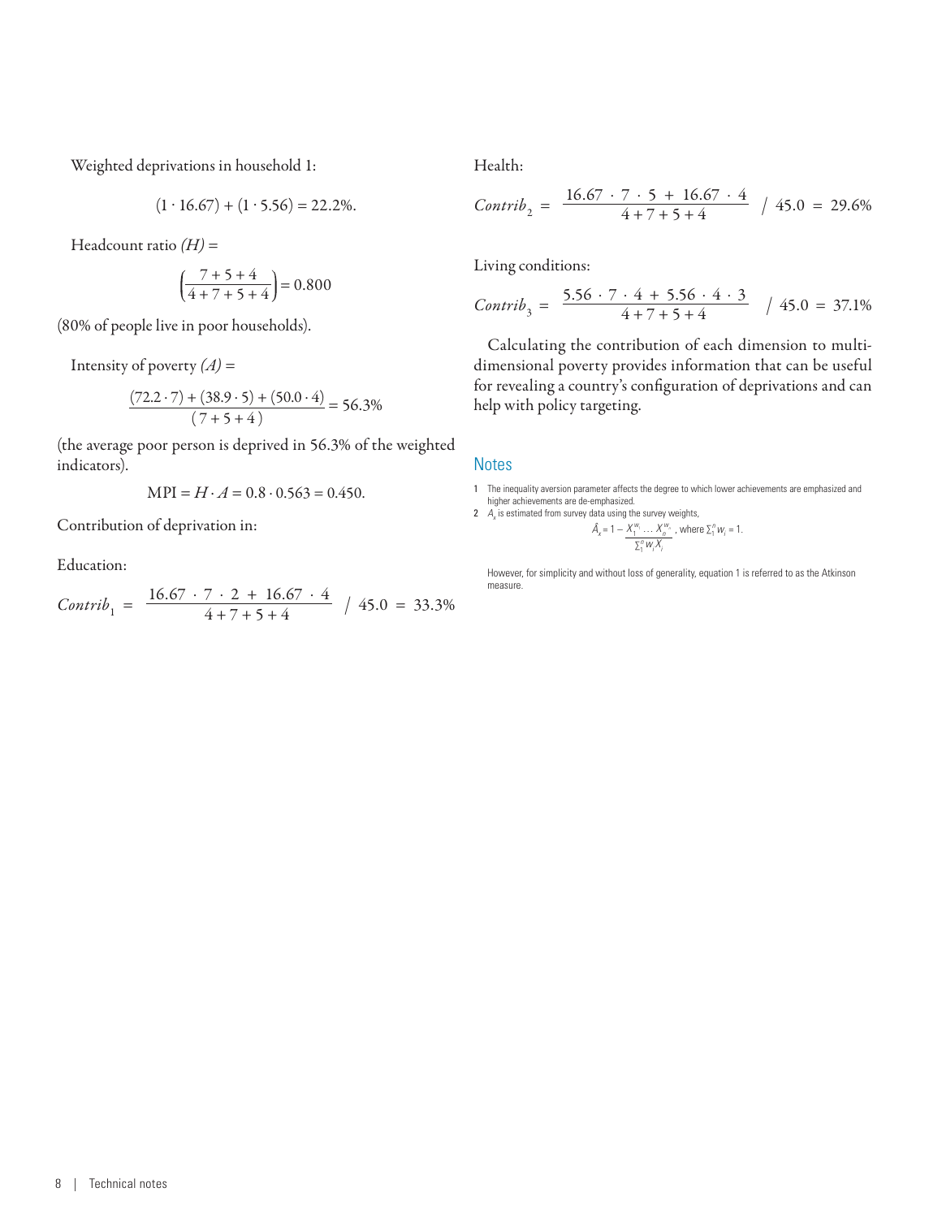Weighted deprivations in household 1:

$$(1 \cdot 16.67) + (1 \cdot 5.56) = 22.2\%.$$

Headcount ratio *(H)* =

$$\left(\frac{7+5+4}{4+7+5+4}\right) = 0.800$$

(80% of people live in poor households).

Intensity of poverty *(A)* =

$$\frac{(72.2 \cdot 7) + (38.9 \cdot 5) + (50.0 \cdot 4)}{(7+5+4)} = 56.3\%$$

(the average poor person is deprived in 56.3% of the weighted indicators).

$$\text{MPI} = H \cdot A = 0.8 \cdot 0.563 = 0.450.$$

Contribution of deprivation in:

Education:

$$Contrib_1 = \frac{16.67 \cdot 7 \cdot 2 + 16.67 \cdot 4}{4+7+5+4} \; / \; 45.0 = 33.3\%$$

Health:

$$Contrib_2 = \frac{16.67 \cdot 7 \cdot 5 + 16.67 \cdot 4}{4+7+5+4} \; / \; 45.0 = 29.6\%$$

Living conditions:

$$Contrib_3 = \frac{5.56 \cdot 7 \cdot 4 + 5.56 \cdot 4 \cdot 3}{4+7+5+4} \; / \; 45.0 = 37.1\%$$

Calculating the contribution of each dimension to multidimensional poverty provides information that can be useful for revealing a country's configuration of deprivations and can help with policy targeting.

## Notes

1. The inequality aversion parameter affects the degree to which lower achievements are emphasized and higher achievements are de-emphasized.
2. $A_x$ is estimated from survey data using the survey weights,

$$\hat{A}_x = 1 - \frac{X_1^{w_1} \dots X_n^{w_n}}{\sum_1^n w_i X_i}, \text{ where } \sum_1^n w_i = 1.$$

However, for simplicity and without loss of generality, equation 1 is referred to as the Atkinson measure.